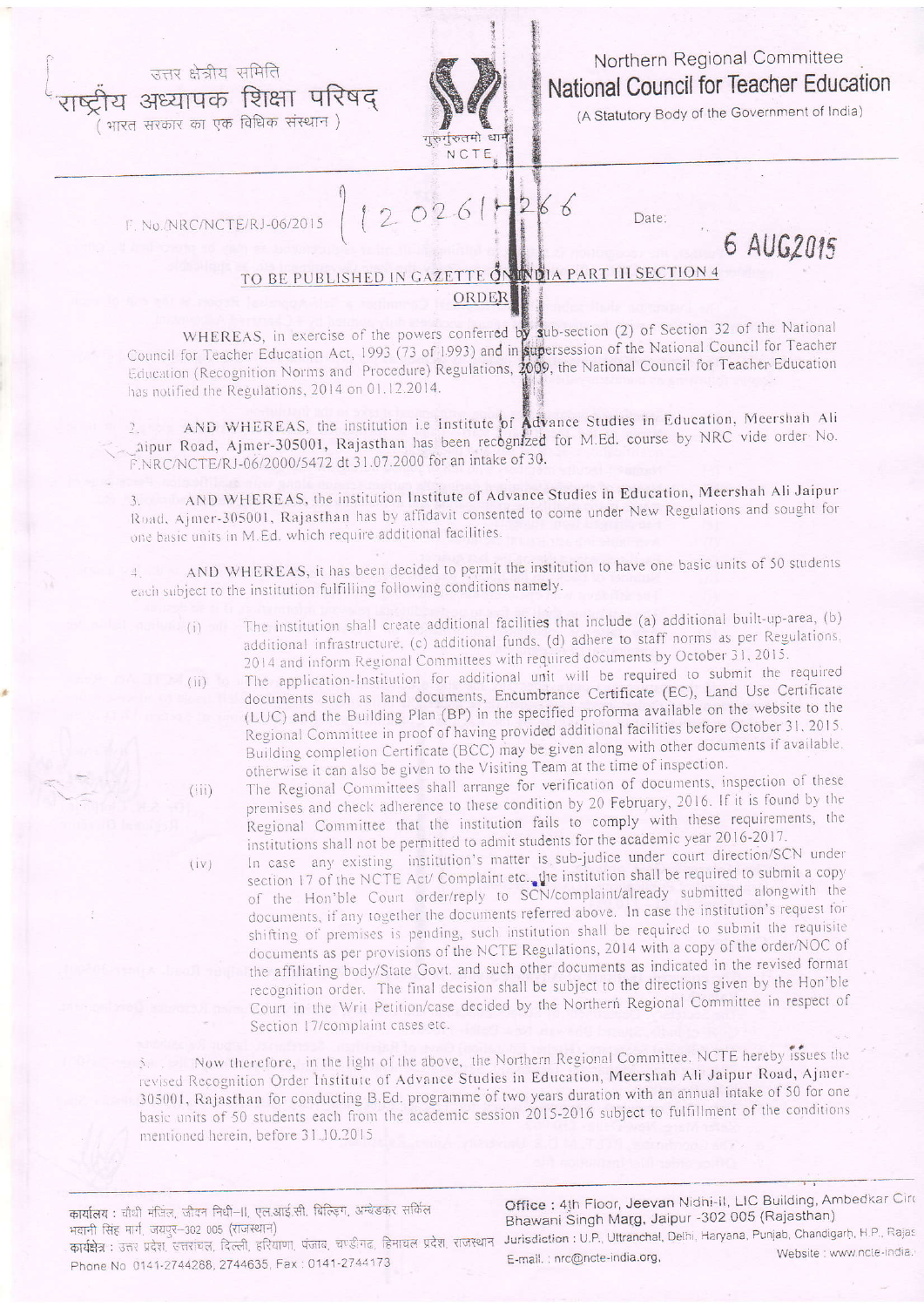उत्तर क्षेत्रीय समिति
राष्ट्रीय अध्यापक शिक्षा परिषद्
( भारत सरकार का एक विधिक संस्थान )

Northern Regional Committee
**National Council for Teacher Education**
(A Statutory Body of the Government of India)

F. No. NRC/NCTE/RJ-06/2015 / 120261-266

Date: 6 AUG 2015

**TO BE PUBLISHED IN GAZETTE ON INDIA PART III SECTION 4**

**ORDER**

WHEREAS, in exercise of the powers conferred by sub-section (2) of Section 32 of the National Council for Teacher Education Act, 1993 (73 of 1993) and in supersession of the National Council for Teacher Education (Recognition Norms and Procedure) Regulations, 2009, the National Council for Teacher Education has notified the Regulations, 2014 on 01.12.2014.

2. AND WHEREAS, the institution i.e Institute of Advance Studies in Education, Meershah Ali Jaipur Road, Ajmer-305001, Rajasthan has been recognized for M.Ed. course by NRC vide order No. F.NRC/NCTE/RJ-06/2000/5472 dt 31.07.2000 for an intake of 30.

3. AND WHEREAS, the institution Institute of Advance Studies in Education, Meershah Ali Jaipur Road, Ajmer-305001, Rajasthan has by affidavit consented to come under New Regulations and sought for one basic units in M.Ed. which require additional facilities.

4. AND WHEREAS, it has been decided to permit the institution to have one basic units of 50 students each subject to the institution fulfilling following conditions namely.

(i) The institution shall create additional facilities that include (a) additional built-up-area, (b) additional infrastructure, (c) additional funds, (d) adhere to staff norms as per Regulations, 2014 and inform Regional Committees with required documents by October 31, 2015.

(ii) The application-Institution for additional unit will be required to submit the required documents such as land documents, Encumbrance Certificate (EC), Land Use Certificate (LUC) and the Building Plan (BP) in the specified proforma available on the website to the Regional Committee in proof of having provided additional facilities before October 31, 2015. Building completion Certificate (BCC) may be given along with other documents if available, otherwise it can also be given to the Visiting Team at the time of inspection.

(iii) The Regional Committees shall arrange for verification of documents, inspection of these premises and check adherence to these condition by 20 February, 2016. If it is found by the Regional Committee that the institution fails to comply with these requirements, the institutions shall not be permitted to admit students for the academic year 2016-2017.

(iv) In case any existing institution's matter is sub-judice under court direction/SCN under section 17 of the NCTE Act/ Complaint etc., the institution shall be required to submit a copy of the Hon'ble Court order/reply to SCN/complaint/already submitted alongwith the documents, if any together the documents referred above. In case the institution's request for shifting of premises is pending, such institution shall be required to submit the requisite documents as per provisions of the NCTE Regulations, 2014 with a copy of the order/NOC of the affiliating body/State Govt. and such other documents as indicated in the revised format recognition order. The final decision shall be subject to the directions given by the Hon'ble Court in the Writ Petition/case decided by the Northern Regional Committee in respect of Section 17/complaint cases etc.

5. Now therefore, in the light of the above, the Northern Regional Committee, NCTE hereby issues the revised Recognition Order Institute of Advance Studies in Education, Meershah Ali Jaipur Road, Ajmer-305001, Rajasthan for conducting B.Ed. programme of two years duration with an annual intake of 50 for one basic units of 50 students each from the academic session 2015-2016 subject to fulfillment of the conditions mentioned herein, before 31.10.2015

कार्यालय : चौथी मंजिल, जीवन निधी–II, एल.आई.सी. बिल्डिंग, अम्बेडकर सर्किल भवानी सिंह मार्ग, जयपुर–302 005 (राजस्थान)
कार्यक्षेत्र : उत्तर प्रदेश, उत्तरांचल, दिल्ली, हरियाणा, पंजाब, चण्डीगढ़, हिमाचल प्रदेश, राजस्थान
Phone No 0141-2744288, 2744635, Fax : 0141-2744173

Office : 4th Floor, Jeevan Nidhi-II, LIC Building, Ambedkar Circle Bhawani Singh Marg, Jaipur -302 005 (Rajasthan)
Jurisdiction : U.P., Uttranchal, Delhi, Haryana, Punjab, Chandigarh, H.P., Rajasthan
E-mail. : nrc@ncte-india.org, Website : www.ncte-india.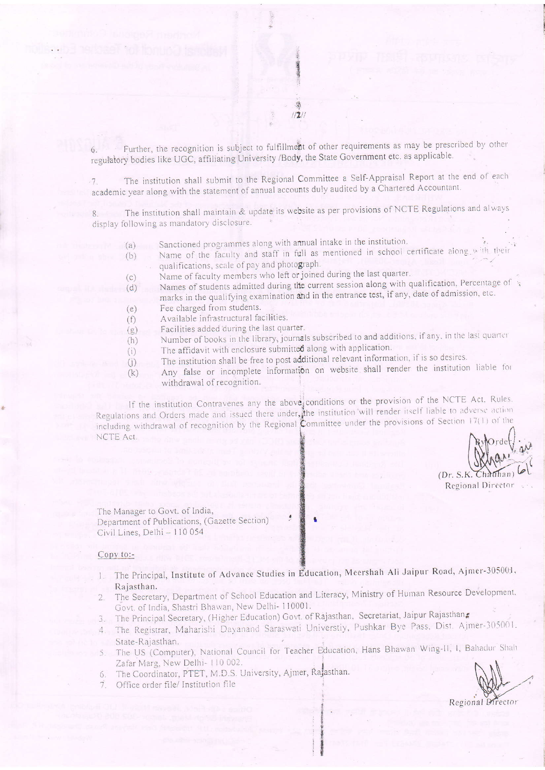6. Further, the recognition is subject to fulfillment of other requirements as may be prescribed by other regulatory bodies like UGC, affiliating University /Body, the State Government etc. as applicable.

7. The institution shall submit to the Regional Committee a Self-Appraisal Report at the end of each academic year along with the statement of annual accounts duly audited by a Chartered Accountant.

8. The institution shall maintain & update its website as per provisions of NCTE Regulations and always display following as mandatory disclosure.

(a) Sanctioned programmes along with annual intake in the institution.
(b) Name of the faculty and staff in full as mentioned in school certificate along with their qualifications, scale of pay and photograph.
(c) Name of faculty members who left or joined during the last quarter.
(d) Names of students admitted during the current session along with qualification, Percentage of marks in the qualifying examination and in the entrance test, if any, date of admission, etc.
(e) Fee charged from students.
(f) Available infrastructural facilities.
(g) Facilities added during the last quarter.
(h) Number of books in the library, journals subscribed to and additions, if any, in the last quarter
(i) The affidavit with enclosure submitted along with application.
(j) The institution shall be free to post additional relevant information, if is so desires.
(k) Any false or incomplete information on website shall render the institution liable for withdrawal of recognition.

If the institution Contravenes any the above conditions or the provision of the NCTE Act, Rules, Regulations and Orders made and issued there under, the institution will render itself liable to adverse action including withdrawal of recognition by the Regional Committee under the provisions of Section 17(1) of the NCTE Act.

By Order

(Dr. S.K. Chauhan)
Regional Director

The Manager to Govt. of India,
Department of Publications, (Gazette Section)
Civil Lines, Delhi – 110 054

Copy to:-

1. The Principal, Institute of Advance Studies in Education, Meershah Ali Jaipur Road, Ajmer-305001, Rajasthan.
2. The Secretary, Department of School Education and Literacy, Ministry of Human Resource Development, Govt. of India, Shastri Bhawan, New Delhi- 110001.
3. The Principal Secretary, (Higher Education) Govt. of Rajasthan, Secretariat, Jaipur Rajasthan.
4. The Registrar, Maharishi Dayanand Saraswati Universtiy, Pushkar Bye Pass, Dist. Ajmer-305001, State-Rajasthan.
5. The US (Computer), National Council for Teacher Education, Hans Bhawan Wing-II, I, Bahadur Shah Zafar Marg, New Delhi- 110 002.
6. The Coordinator, PTET, M.D.S. University, Ajmer, Rajasthan.
7. Office order file/ Institution file

Regional Director